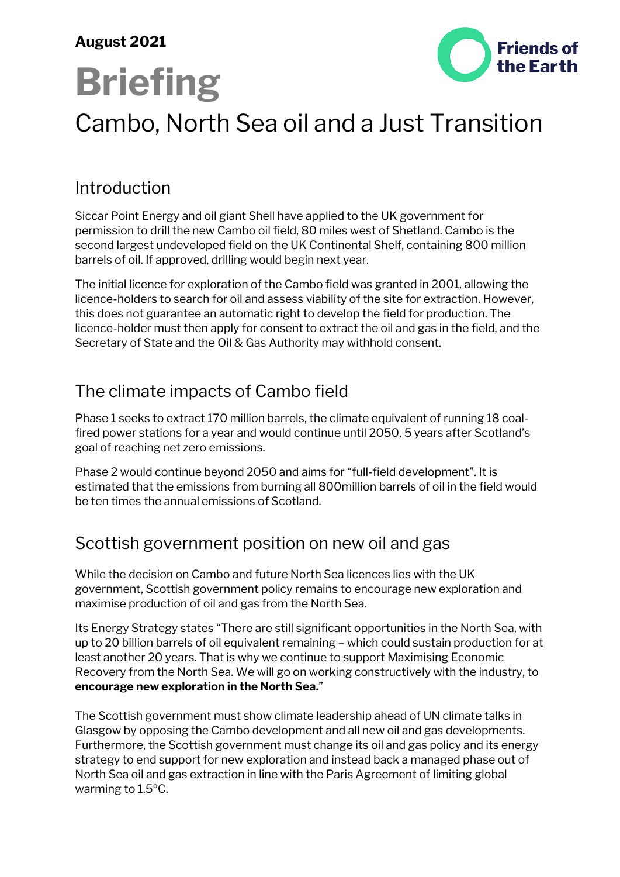**August 2021**

Friends of the Earth

# Briefing

## Cambo, North Sea oil and a Just Transition

### Introduction

Siccar Point Energy and oil giant Shell have applied to the UK government for permission to drill the new Cambo oil field, 80 miles west of Shetland. Cambo is the second largest undeveloped field on the UK Continental Shelf, containing 800 million barrels of oil. If approved, drilling would begin next year.

The initial licence for exploration of the Cambo field was granted in 2001, allowing the licence-holders to search for oil and assess viability of the site for extraction. However, this does not guarantee an automatic right to develop the field for production. The licence-holder must then apply for consent to extract the oil and gas in the field, and the Secretary of State and the Oil & Gas Authority may withhold consent.

### The climate impacts of Cambo field

Phase 1 seeks to extract 170 million barrels, the climate equivalent of running 18 coal-fired power stations for a year and would continue until 2050, 5 years after Scotland's goal of reaching net zero emissions.

Phase 2 would continue beyond 2050 and aims for "full-field development". It is estimated that the emissions from burning all 800million barrels of oil in the field would be ten times the annual emissions of Scotland.

### Scottish government position on new oil and gas

While the decision on Cambo and future North Sea licences lies with the UK government, Scottish government policy remains to encourage new exploration and maximise production of oil and gas from the North Sea.

Its Energy Strategy states "There are still significant opportunities in the North Sea, with up to 20 billion barrels of oil equivalent remaining – which could sustain production for at least another 20 years. That is why we continue to support Maximising Economic Recovery from the North Sea. We will go on working constructively with the industry, to **encourage new exploration in the North Sea.**"

The Scottish government must show climate leadership ahead of UN climate talks in Glasgow by opposing the Cambo development and all new oil and gas developments. Furthermore, the Scottish government must change its oil and gas policy and its energy strategy to end support for new exploration and instead back a managed phase out of North Sea oil and gas extraction in line with the Paris Agreement of limiting global warming to 1.5°C.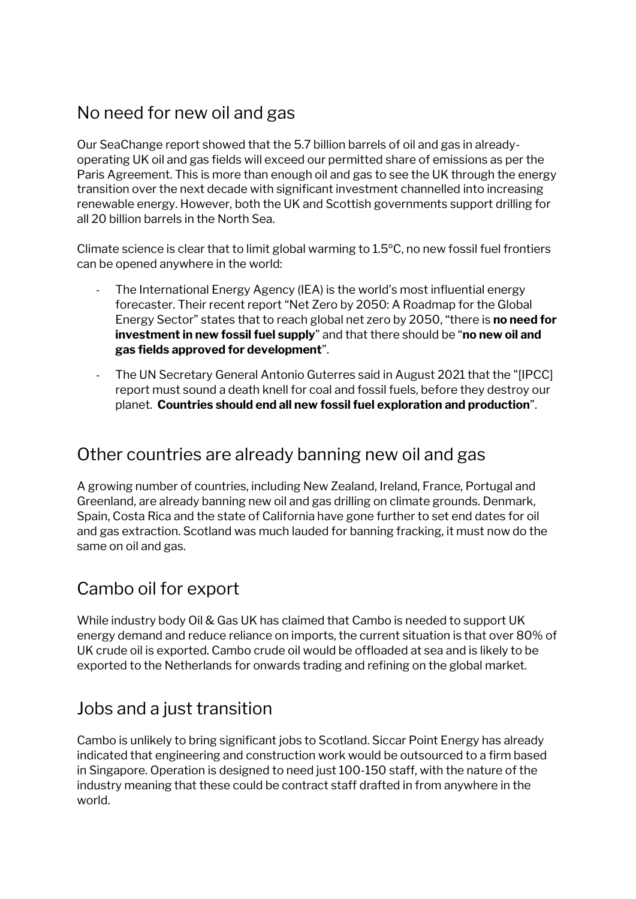## No need for new oil and gas

Our SeaChange report showed that the 5.7 billion barrels of oil and gas in already-operating UK oil and gas fields will exceed our permitted share of emissions as per the Paris Agreement. This is more than enough oil and gas to see the UK through the energy transition over the next decade with significant investment channelled into increasing renewable energy. However, both the UK and Scottish governments support drilling for all 20 billion barrels in the North Sea.

Climate science is clear that to limit global warming to 1.5°C, no new fossil fuel frontiers can be opened anywhere in the world:

- The International Energy Agency (IEA) is the world's most influential energy forecaster. Their recent report "Net Zero by 2050: A Roadmap for the Global Energy Sector" states that to reach global net zero by 2050, "there is **no need for investment in new fossil fuel supply**" and that there should be "**no new oil and gas fields approved for development**".
- The UN Secretary General Antonio Guterres said in August 2021 that the "[IPCC] report must sound a death knell for coal and fossil fuels, before they destroy our planet. **Countries should end all new fossil fuel exploration and production**".

## Other countries are already banning new oil and gas

A growing number of countries, including New Zealand, Ireland, France, Portugal and Greenland, are already banning new oil and gas drilling on climate grounds. Denmark, Spain, Costa Rica and the state of California have gone further to set end dates for oil and gas extraction. Scotland was much lauded for banning fracking, it must now do the same on oil and gas.

## Cambo oil for export

While industry body Oil & Gas UK has claimed that Cambo is needed to support UK energy demand and reduce reliance on imports, the current situation is that over 80% of UK crude oil is exported. Cambo crude oil would be offloaded at sea and is likely to be exported to the Netherlands for onwards trading and refining on the global market.

## Jobs and a just transition

Cambo is unlikely to bring significant jobs to Scotland. Siccar Point Energy has already indicated that engineering and construction work would be outsourced to a firm based in Singapore. Operation is designed to need just 100-150 staff, with the nature of the industry meaning that these could be contract staff drafted in from anywhere in the world.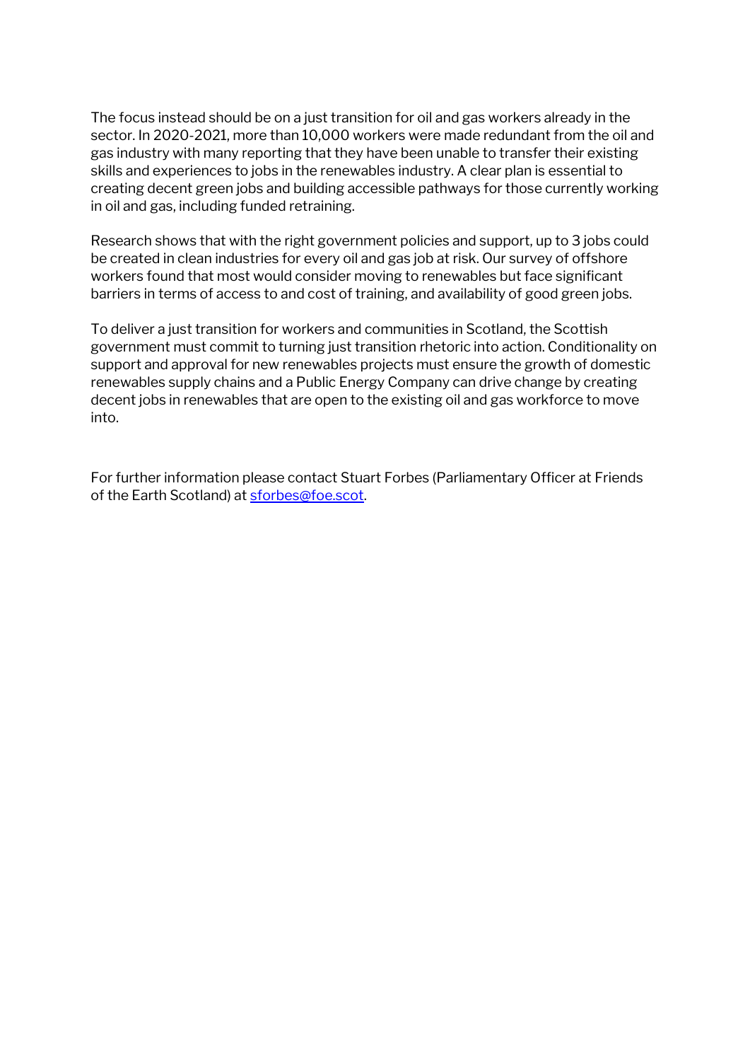The focus instead should be on a just transition for oil and gas workers already in the sector. In 2020-2021, more than 10,000 workers were made redundant from the oil and gas industry with many reporting that they have been unable to transfer their existing skills and experiences to jobs in the renewables industry. A clear plan is essential to creating decent green jobs and building accessible pathways for those currently working in oil and gas, including funded retraining.

Research shows that with the right government policies and support, up to 3 jobs could be created in clean industries for every oil and gas job at risk. Our survey of offshore workers found that most would consider moving to renewables but face significant barriers in terms of access to and cost of training, and availability of good green jobs.

To deliver a just transition for workers and communities in Scotland, the Scottish government must commit to turning just transition rhetoric into action. Conditionality on support and approval for new renewables projects must ensure the growth of domestic renewables supply chains and a Public Energy Company can drive change by creating decent jobs in renewables that are open to the existing oil and gas workforce to move into.

For further information please contact Stuart Forbes (Parliamentary Officer at Friends of the Earth Scotland) at [sforbes@foe.scot](mailto:sforbes@foe.scot).